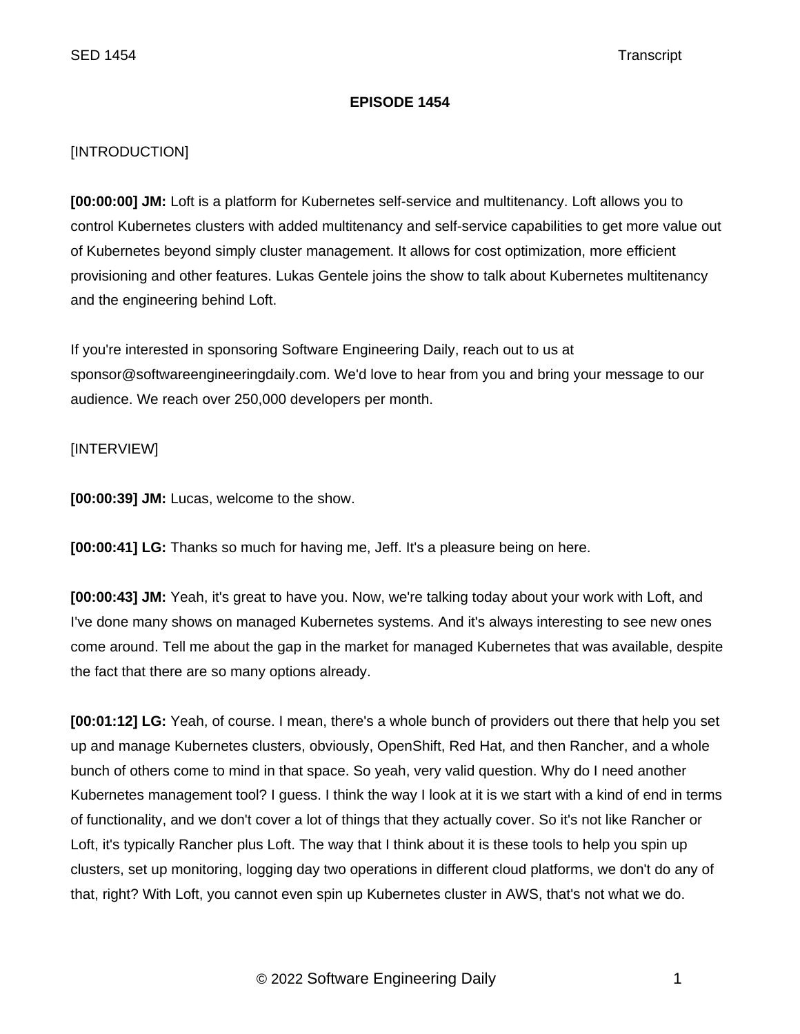**EPISODE 1454**

[INTRODUCTION]

**[00:00:00] JM:** Loft is a platform for Kubernetes self-service and multitenancy. Loft allows you to control Kubernetes clusters with added multitenancy and self-service capabilities to get more value out of Kubernetes beyond simply cluster management. It allows for cost optimization, more efficient provisioning and other features. Lukas Gentele joins the show to talk about Kubernetes multitenancy and the engineering behind Loft.

If you're interested in sponsoring Software Engineering Daily, reach out to us at sponsor@softwareengineeringdaily.com. We'd love to hear from you and bring your message to our audience. We reach over 250,000 developers per month.

[INTERVIEW]

**[00:00:39] JM:** Lucas, welcome to the show.

**[00:00:41] LG:** Thanks so much for having me, Jeff. It's a pleasure being on here.

**[00:00:43] JM:** Yeah, it's great to have you. Now, we're talking today about your work with Loft, and I've done many shows on managed Kubernetes systems. And it's always interesting to see new ones come around. Tell me about the gap in the market for managed Kubernetes that was available, despite the fact that there are so many options already.

**[00:01:12] LG:** Yeah, of course. I mean, there's a whole bunch of providers out there that help you set up and manage Kubernetes clusters, obviously, OpenShift, Red Hat, and then Rancher, and a whole bunch of others come to mind in that space. So yeah, very valid question. Why do I need another Kubernetes management tool? I guess. I think the way I look at it is we start with a kind of end in terms of functionality, and we don't cover a lot of things that they actually cover. So it's not like Rancher or Loft, it's typically Rancher plus Loft. The way that I think about it is these tools to help you spin up clusters, set up monitoring, logging day two operations in different cloud platforms, we don't do any of that, right? With Loft, you cannot even spin up Kubernetes cluster in AWS, that's not what we do.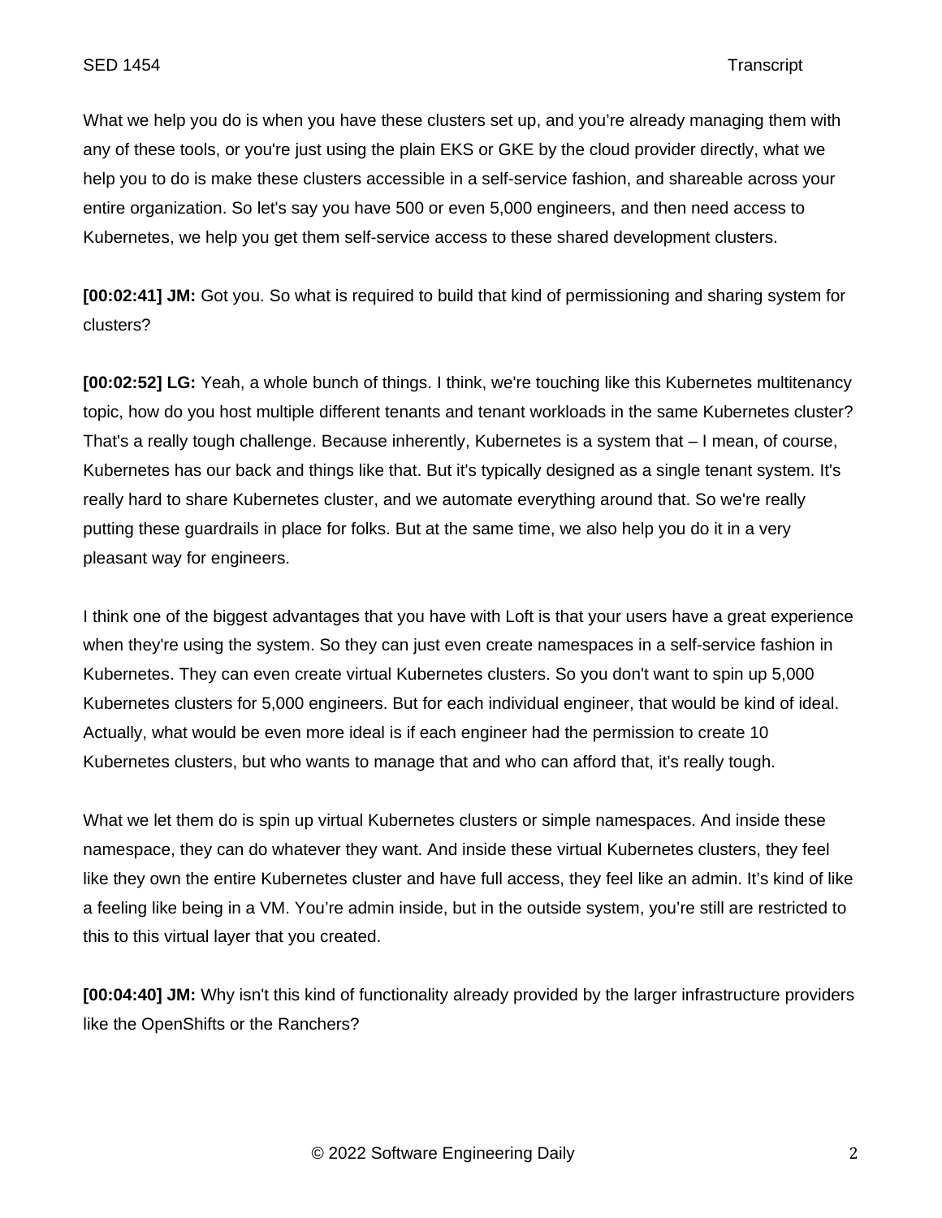What we help you do is when you have these clusters set up, and you're already managing them with any of these tools, or you're just using the plain EKS or GKE by the cloud provider directly, what we help you to do is make these clusters accessible in a self-service fashion, and shareable across your entire organization. So let's say you have 500 or even 5,000 engineers, and then need access to Kubernetes, we help you get them self-service access to these shared development clusters.

**[00:02:41] JM:** Got you. So what is required to build that kind of permissioning and sharing system for clusters?

**[00:02:52] LG:** Yeah, a whole bunch of things. I think, we're touching like this Kubernetes multitenancy topic, how do you host multiple different tenants and tenant workloads in the same Kubernetes cluster? That's a really tough challenge. Because inherently, Kubernetes is a system that – I mean, of course, Kubernetes has our back and things like that. But it's typically designed as a single tenant system. It's really hard to share Kubernetes cluster, and we automate everything around that. So we're really putting these guardrails in place for folks. But at the same time, we also help you do it in a very pleasant way for engineers.

I think one of the biggest advantages that you have with Loft is that your users have a great experience when they're using the system. So they can just even create namespaces in a self-service fashion in Kubernetes. They can even create virtual Kubernetes clusters. So you don't want to spin up 5,000 Kubernetes clusters for 5,000 engineers. But for each individual engineer, that would be kind of ideal. Actually, what would be even more ideal is if each engineer had the permission to create 10 Kubernetes clusters, but who wants to manage that and who can afford that, it's really tough.

What we let them do is spin up virtual Kubernetes clusters or simple namespaces. And inside these namespace, they can do whatever they want. And inside these virtual Kubernetes clusters, they feel like they own the entire Kubernetes cluster and have full access, they feel like an admin. It's kind of like a feeling like being in a VM. You're admin inside, but in the outside system, you're still are restricted to this to this virtual layer that you created.

**[00:04:40] JM:** Why isn't this kind of functionality already provided by the larger infrastructure providers like the OpenShifts or the Ranchers?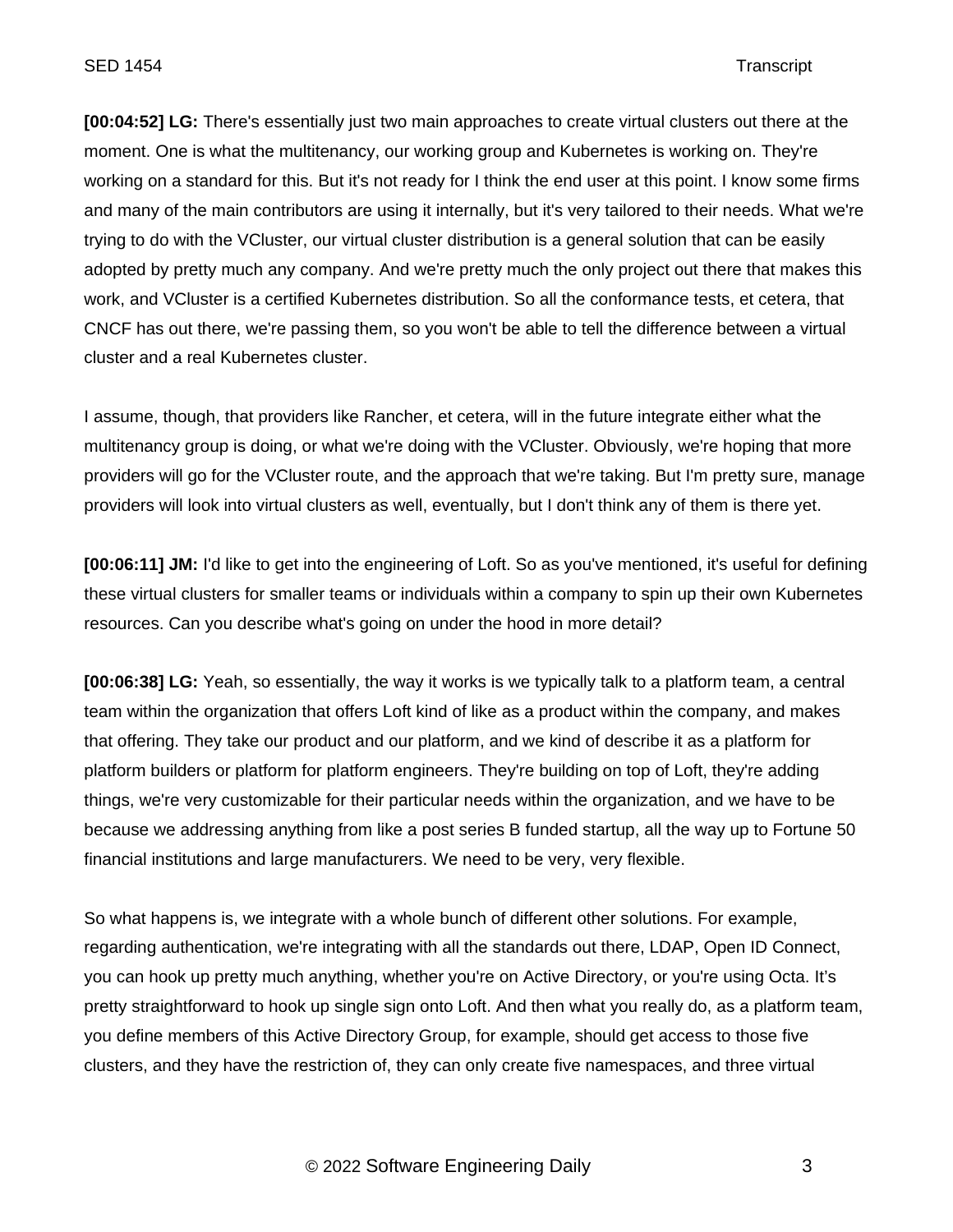**[00:04:52] LG:** There's essentially just two main approaches to create virtual clusters out there at the moment. One is what the multitenancy, our working group and Kubernetes is working on. They're working on a standard for this. But it's not ready for I think the end user at this point. I know some firms and many of the main contributors are using it internally, but it's very tailored to their needs. What we're trying to do with the VCluster, our virtual cluster distribution is a general solution that can be easily adopted by pretty much any company. And we're pretty much the only project out there that makes this work, and VCluster is a certified Kubernetes distribution. So all the conformance tests, et cetera, that CNCF has out there, we're passing them, so you won't be able to tell the difference between a virtual cluster and a real Kubernetes cluster.

I assume, though, that providers like Rancher, et cetera, will in the future integrate either what the multitenancy group is doing, or what we're doing with the VCluster. Obviously, we're hoping that more providers will go for the VCluster route, and the approach that we're taking. But I'm pretty sure, manage providers will look into virtual clusters as well, eventually, but I don't think any of them is there yet.

**[00:06:11] JM:** I'd like to get into the engineering of Loft. So as you've mentioned, it's useful for defining these virtual clusters for smaller teams or individuals within a company to spin up their own Kubernetes resources. Can you describe what's going on under the hood in more detail?

**[00:06:38] LG:** Yeah, so essentially, the way it works is we typically talk to a platform team, a central team within the organization that offers Loft kind of like as a product within the company, and makes that offering. They take our product and our platform, and we kind of describe it as a platform for platform builders or platform for platform engineers. They're building on top of Loft, they're adding things, we're very customizable for their particular needs within the organization, and we have to be because we addressing anything from like a post series B funded startup, all the way up to Fortune 50 financial institutions and large manufacturers. We need to be very, very flexible.

So what happens is, we integrate with a whole bunch of different other solutions. For example, regarding authentication, we're integrating with all the standards out there, LDAP, Open ID Connect, you can hook up pretty much anything, whether you're on Active Directory, or you're using Octa. It's pretty straightforward to hook up single sign onto Loft. And then what you really do, as a platform team, you define members of this Active Directory Group, for example, should get access to those five clusters, and they have the restriction of, they can only create five namespaces, and three virtual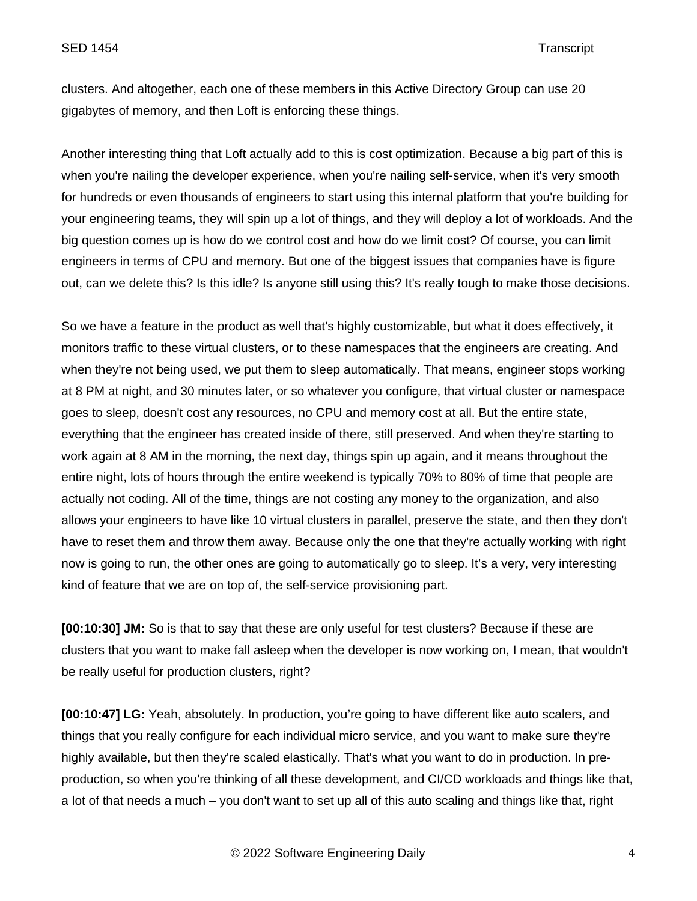clusters. And altogether, each one of these members in this Active Directory Group can use 20 gigabytes of memory, and then Loft is enforcing these things.

Another interesting thing that Loft actually add to this is cost optimization. Because a big part of this is when you're nailing the developer experience, when you're nailing self-service, when it's very smooth for hundreds or even thousands of engineers to start using this internal platform that you're building for your engineering teams, they will spin up a lot of things, and they will deploy a lot of workloads. And the big question comes up is how do we control cost and how do we limit cost? Of course, you can limit engineers in terms of CPU and memory. But one of the biggest issues that companies have is figure out, can we delete this? Is this idle? Is anyone still using this? It's really tough to make those decisions.

So we have a feature in the product as well that's highly customizable, but what it does effectively, it monitors traffic to these virtual clusters, or to these namespaces that the engineers are creating. And when they're not being used, we put them to sleep automatically. That means, engineer stops working at 8 PM at night, and 30 minutes later, or so whatever you configure, that virtual cluster or namespace goes to sleep, doesn't cost any resources, no CPU and memory cost at all. But the entire state, everything that the engineer has created inside of there, still preserved. And when they're starting to work again at 8 AM in the morning, the next day, things spin up again, and it means throughout the entire night, lots of hours through the entire weekend is typically 70% to 80% of time that people are actually not coding. All of the time, things are not costing any money to the organization, and also allows your engineers to have like 10 virtual clusters in parallel, preserve the state, and then they don't have to reset them and throw them away. Because only the one that they're actually working with right now is going to run, the other ones are going to automatically go to sleep. It's a very, very interesting kind of feature that we are on top of, the self-service provisioning part.

**[00:10:30] JM:** So is that to say that these are only useful for test clusters? Because if these are clusters that you want to make fall asleep when the developer is now working on, I mean, that wouldn't be really useful for production clusters, right?

**[00:10:47] LG:** Yeah, absolutely. In production, you're going to have different like auto scalers, and things that you really configure for each individual micro service, and you want to make sure they're highly available, but then they're scaled elastically. That's what you want to do in production. In pre-production, so when you're thinking of all these development, and CI/CD workloads and things like that, a lot of that needs a much – you don't want to set up all of this auto scaling and things like that, right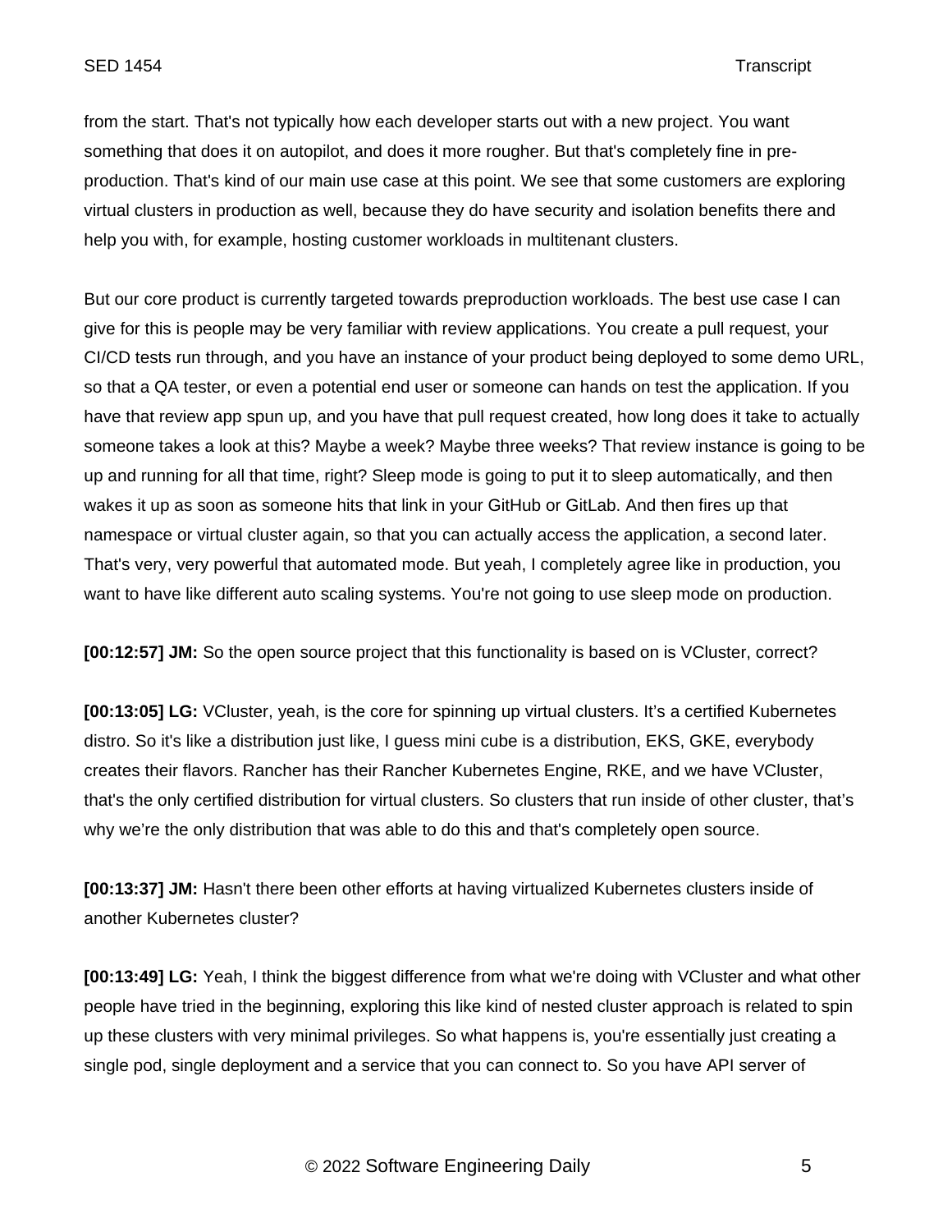from the start. That's not typically how each developer starts out with a new project. You want something that does it on autopilot, and does it more rougher. But that's completely fine in pre-production. That's kind of our main use case at this point. We see that some customers are exploring virtual clusters in production as well, because they do have security and isolation benefits there and help you with, for example, hosting customer workloads in multitenant clusters.

But our core product is currently targeted towards preproduction workloads. The best use case I can give for this is people may be very familiar with review applications. You create a pull request, your CI/CD tests run through, and you have an instance of your product being deployed to some demo URL, so that a QA tester, or even a potential end user or someone can hands on test the application. If you have that review app spun up, and you have that pull request created, how long does it take to actually someone takes a look at this? Maybe a week? Maybe three weeks? That review instance is going to be up and running for all that time, right? Sleep mode is going to put it to sleep automatically, and then wakes it up as soon as someone hits that link in your GitHub or GitLab. And then fires up that namespace or virtual cluster again, so that you can actually access the application, a second later. That's very, very powerful that automated mode. But yeah, I completely agree like in production, you want to have like different auto scaling systems. You're not going to use sleep mode on production.

**[00:12:57] JM:** So the open source project that this functionality is based on is VCluster, correct?

**[00:13:05] LG:** VCluster, yeah, is the core for spinning up virtual clusters. It's a certified Kubernetes distro. So it's like a distribution just like, I guess mini cube is a distribution, EKS, GKE, everybody creates their flavors. Rancher has their Rancher Kubernetes Engine, RKE, and we have VCluster, that's the only certified distribution for virtual clusters. So clusters that run inside of other cluster, that's why we're the only distribution that was able to do this and that's completely open source.

**[00:13:37] JM:** Hasn't there been other efforts at having virtualized Kubernetes clusters inside of another Kubernetes cluster?

**[00:13:49] LG:** Yeah, I think the biggest difference from what we're doing with VCluster and what other people have tried in the beginning, exploring this like kind of nested cluster approach is related to spin up these clusters with very minimal privileges. So what happens is, you're essentially just creating a single pod, single deployment and a service that you can connect to. So you have API server of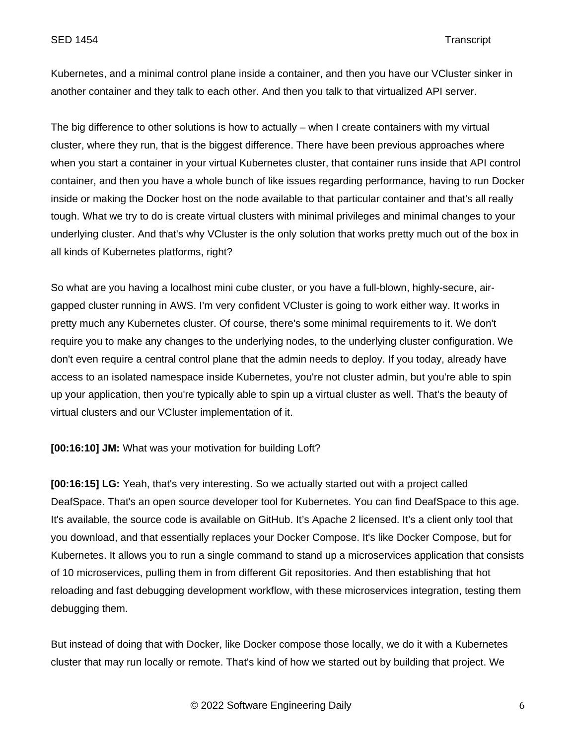Kubernetes, and a minimal control plane inside a container, and then you have our VCluster sinker in another container and they talk to each other. And then you talk to that virtualized API server.

The big difference to other solutions is how to actually – when I create containers with my virtual cluster, where they run, that is the biggest difference. There have been previous approaches where when you start a container in your virtual Kubernetes cluster, that container runs inside that API control container, and then you have a whole bunch of like issues regarding performance, having to run Docker inside or making the Docker host on the node available to that particular container and that's all really tough. What we try to do is create virtual clusters with minimal privileges and minimal changes to your underlying cluster. And that's why VCluster is the only solution that works pretty much out of the box in all kinds of Kubernetes platforms, right?

So what are you having a localhost mini cube cluster, or you have a full-blown, highly-secure, air-gapped cluster running in AWS. I'm very confident VCluster is going to work either way. It works in pretty much any Kubernetes cluster. Of course, there's some minimal requirements to it. We don't require you to make any changes to the underlying nodes, to the underlying cluster configuration. We don't even require a central control plane that the admin needs to deploy. If you today, already have access to an isolated namespace inside Kubernetes, you're not cluster admin, but you're able to spin up your application, then you're typically able to spin up a virtual cluster as well. That's the beauty of virtual clusters and our VCluster implementation of it.

**[00:16:10] JM:** What was your motivation for building Loft?

**[00:16:15] LG:** Yeah, that's very interesting. So we actually started out with a project called DeafSpace. That's an open source developer tool for Kubernetes. You can find DeafSpace to this age. It's available, the source code is available on GitHub. It's Apache 2 licensed. It's a client only tool that you download, and that essentially replaces your Docker Compose. It's like Docker Compose, but for Kubernetes. It allows you to run a single command to stand up a microservices application that consists of 10 microservices, pulling them in from different Git repositories. And then establishing that hot reloading and fast debugging development workflow, with these microservices integration, testing them debugging them.

But instead of doing that with Docker, like Docker compose those locally, we do it with a Kubernetes cluster that may run locally or remote. That's kind of how we started out by building that project. We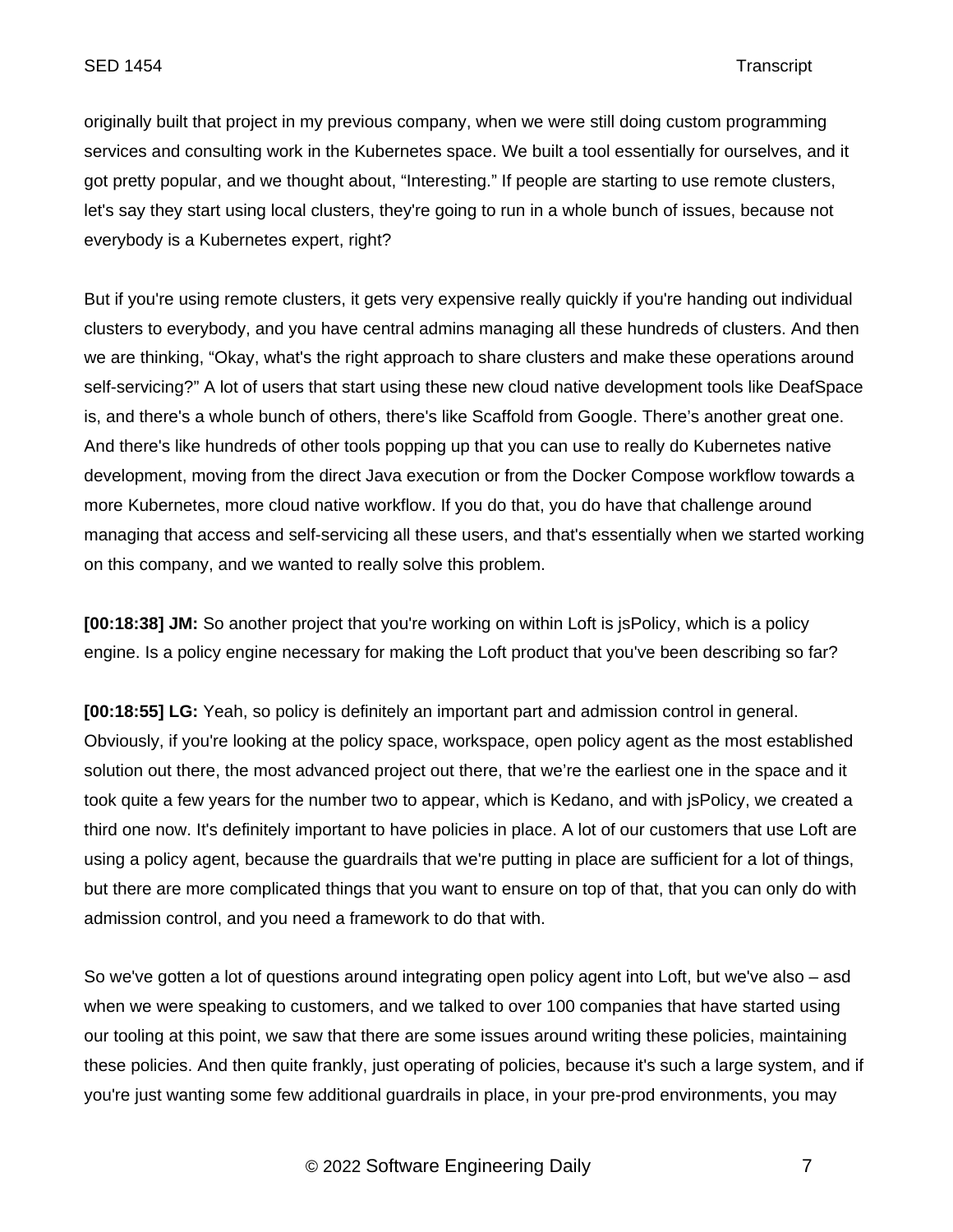originally built that project in my previous company, when we were still doing custom programming services and consulting work in the Kubernetes space. We built a tool essentially for ourselves, and it got pretty popular, and we thought about, "Interesting." If people are starting to use remote clusters, let's say they start using local clusters, they're going to run in a whole bunch of issues, because not everybody is a Kubernetes expert, right?

But if you're using remote clusters, it gets very expensive really quickly if you're handing out individual clusters to everybody, and you have central admins managing all these hundreds of clusters. And then we are thinking, "Okay, what's the right approach to share clusters and make these operations around self-servicing?" A lot of users that start using these new cloud native development tools like DeafSpace is, and there's a whole bunch of others, there's like Scaffold from Google. There's another great one. And there's like hundreds of other tools popping up that you can use to really do Kubernetes native development, moving from the direct Java execution or from the Docker Compose workflow towards a more Kubernetes, more cloud native workflow. If you do that, you do have that challenge around managing that access and self-servicing all these users, and that's essentially when we started working on this company, and we wanted to really solve this problem.

**[00:18:38] JM:** So another project that you're working on within Loft is jsPolicy, which is a policy engine. Is a policy engine necessary for making the Loft product that you've been describing so far?

**[00:18:55] LG:** Yeah, so policy is definitely an important part and admission control in general. Obviously, if you're looking at the policy space, workspace, open policy agent as the most established solution out there, the most advanced project out there, that we're the earliest one in the space and it took quite a few years for the number two to appear, which is Kedano, and with jsPolicy, we created a third one now. It's definitely important to have policies in place. A lot of our customers that use Loft are using a policy agent, because the guardrails that we're putting in place are sufficient for a lot of things, but there are more complicated things that you want to ensure on top of that, that you can only do with admission control, and you need a framework to do that with.

So we've gotten a lot of questions around integrating open policy agent into Loft, but we've also – asd when we were speaking to customers, and we talked to over 100 companies that have started using our tooling at this point, we saw that there are some issues around writing these policies, maintaining these policies. And then quite frankly, just operating of policies, because it's such a large system, and if you're just wanting some few additional guardrails in place, in your pre-prod environments, you may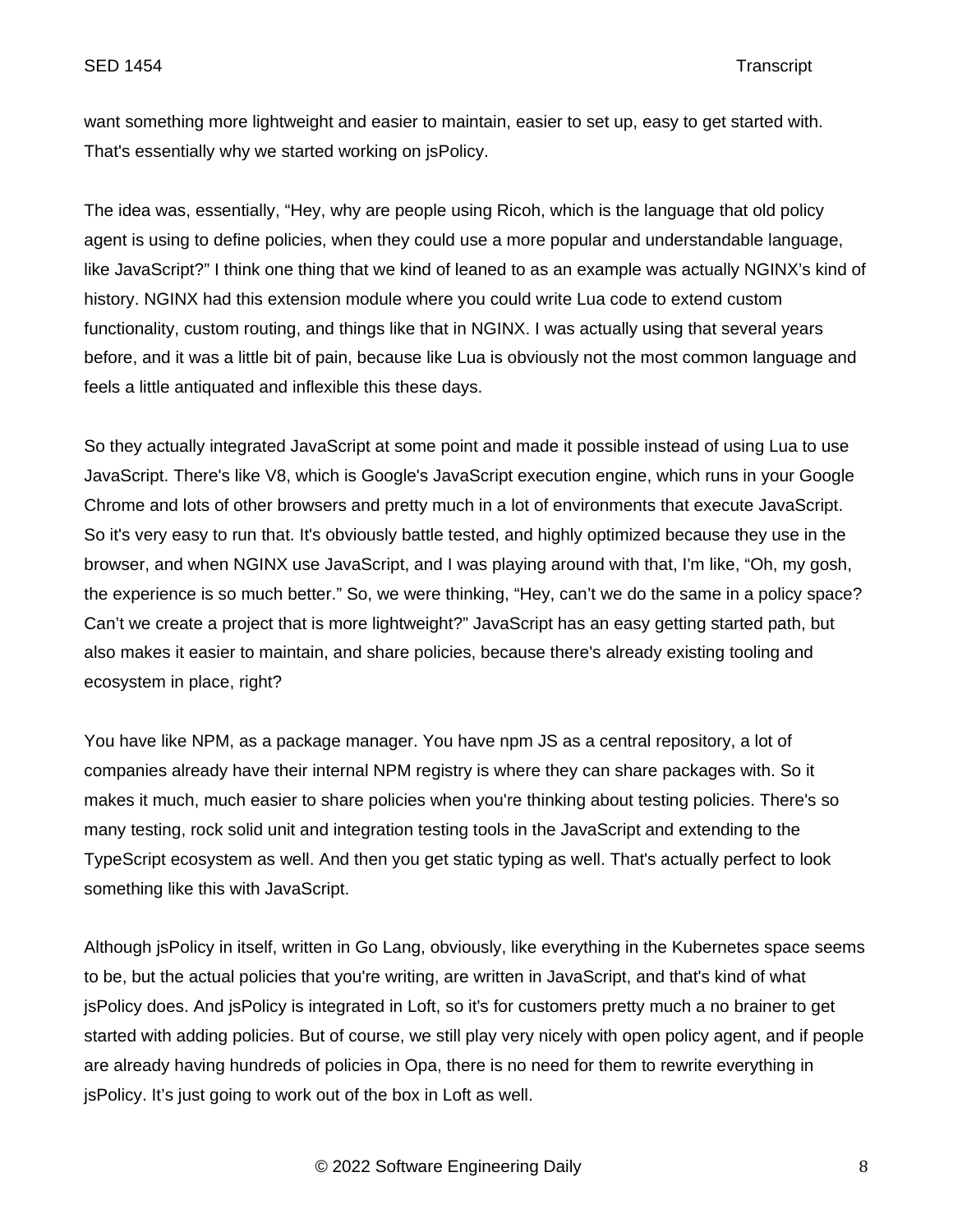want something more lightweight and easier to maintain, easier to set up, easy to get started with. That's essentially why we started working on jsPolicy.

The idea was, essentially, “Hey, why are people using Ricoh, which is the language that old policy agent is using to define policies, when they could use a more popular and understandable language, like JavaScript?” I think one thing that we kind of leaned to as an example was actually NGINX’s kind of history. NGINX had this extension module where you could write Lua code to extend custom functionality, custom routing, and things like that in NGINX. I was actually using that several years before, and it was a little bit of pain, because like Lua is obviously not the most common language and feels a little antiquated and inflexible this these days.

So they actually integrated JavaScript at some point and made it possible instead of using Lua to use JavaScript. There's like V8, which is Google's JavaScript execution engine, which runs in your Google Chrome and lots of other browsers and pretty much in a lot of environments that execute JavaScript. So it's very easy to run that. It's obviously battle tested, and highly optimized because they use in the browser, and when NGINX use JavaScript, and I was playing around with that, I'm like, “Oh, my gosh, the experience is so much better.” So, we were thinking, “Hey, can’t we do the same in a policy space? Can’t we create a project that is more lightweight?” JavaScript has an easy getting started path, but also makes it easier to maintain, and share policies, because there's already existing tooling and ecosystem in place, right?

You have like NPM, as a package manager. You have npm JS as a central repository, a lot of companies already have their internal NPM registry is where they can share packages with. So it makes it much, much easier to share policies when you're thinking about testing policies. There's so many testing, rock solid unit and integration testing tools in the JavaScript and extending to the TypeScript ecosystem as well. And then you get static typing as well. That's actually perfect to look something like this with JavaScript.

Although jsPolicy in itself, written in Go Lang, obviously, like everything in the Kubernetes space seems to be, but the actual policies that you're writing, are written in JavaScript, and that's kind of what jsPolicy does. And jsPolicy is integrated in Loft, so it's for customers pretty much a no brainer to get started with adding policies. But of course, we still play very nicely with open policy agent, and if people are already having hundreds of policies in Opa, there is no need for them to rewrite everything in jsPolicy. It’s just going to work out of the box in Loft as well.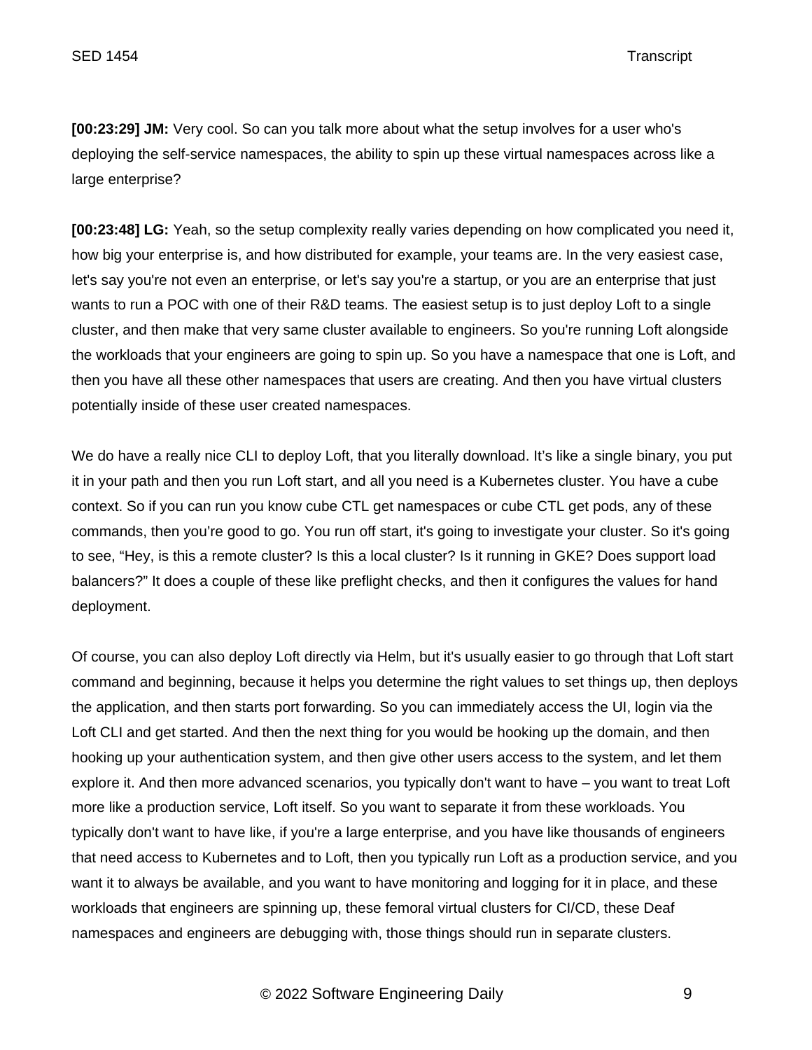**[00:23:29] JM:** Very cool. So can you talk more about what the setup involves for a user who's deploying the self-service namespaces, the ability to spin up these virtual namespaces across like a large enterprise?

**[00:23:48] LG:** Yeah, so the setup complexity really varies depending on how complicated you need it, how big your enterprise is, and how distributed for example, your teams are. In the very easiest case, let's say you're not even an enterprise, or let's say you're a startup, or you are an enterprise that just wants to run a POC with one of their R&D teams. The easiest setup is to just deploy Loft to a single cluster, and then make that very same cluster available to engineers. So you're running Loft alongside the workloads that your engineers are going to spin up. So you have a namespace that one is Loft, and then you have all these other namespaces that users are creating. And then you have virtual clusters potentially inside of these user created namespaces.

We do have a really nice CLI to deploy Loft, that you literally download. It's like a single binary, you put it in your path and then you run Loft start, and all you need is a Kubernetes cluster. You have a cube context. So if you can run you know cube CTL get namespaces or cube CTL get pods, any of these commands, then you're good to go. You run off start, it's going to investigate your cluster. So it's going to see, "Hey, is this a remote cluster? Is this a local cluster? Is it running in GKE? Does support load balancers?" It does a couple of these like preflight checks, and then it configures the values for hand deployment.

Of course, you can also deploy Loft directly via Helm, but it's usually easier to go through that Loft start command and beginning, because it helps you determine the right values to set things up, then deploys the application, and then starts port forwarding. So you can immediately access the UI, login via the Loft CLI and get started. And then the next thing for you would be hooking up the domain, and then hooking up your authentication system, and then give other users access to the system, and let them explore it. And then more advanced scenarios, you typically don't want to have – you want to treat Loft more like a production service, Loft itself. So you want to separate it from these workloads. You typically don't want to have like, if you're a large enterprise, and you have like thousands of engineers that need access to Kubernetes and to Loft, then you typically run Loft as a production service, and you want it to always be available, and you want to have monitoring and logging for it in place, and these workloads that engineers are spinning up, these femoral virtual clusters for CI/CD, these Deaf namespaces and engineers are debugging with, those things should run in separate clusters.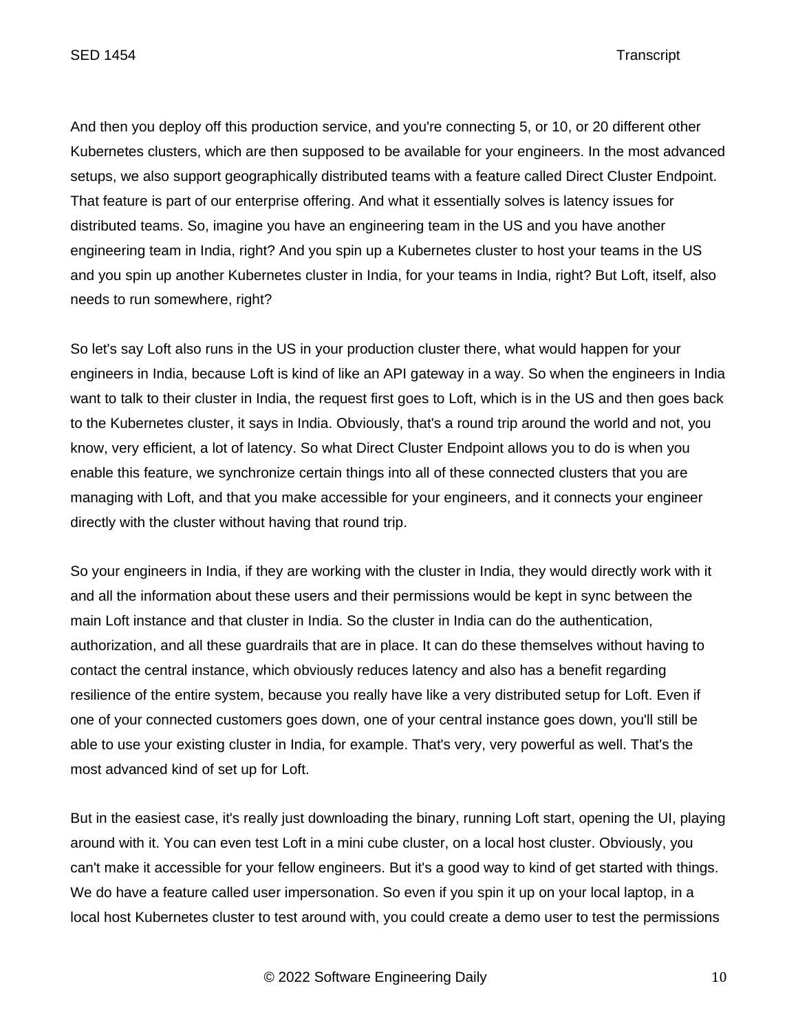And then you deploy off this production service, and you're connecting 5, or 10, or 20 different other Kubernetes clusters, which are then supposed to be available for your engineers. In the most advanced setups, we also support geographically distributed teams with a feature called Direct Cluster Endpoint. That feature is part of our enterprise offering. And what it essentially solves is latency issues for distributed teams. So, imagine you have an engineering team in the US and you have another engineering team in India, right? And you spin up a Kubernetes cluster to host your teams in the US and you spin up another Kubernetes cluster in India, for your teams in India, right? But Loft, itself, also needs to run somewhere, right?

So let's say Loft also runs in the US in your production cluster there, what would happen for your engineers in India, because Loft is kind of like an API gateway in a way. So when the engineers in India want to talk to their cluster in India, the request first goes to Loft, which is in the US and then goes back to the Kubernetes cluster, it says in India. Obviously, that's a round trip around the world and not, you know, very efficient, a lot of latency. So what Direct Cluster Endpoint allows you to do is when you enable this feature, we synchronize certain things into all of these connected clusters that you are managing with Loft, and that you make accessible for your engineers, and it connects your engineer directly with the cluster without having that round trip.

So your engineers in India, if they are working with the cluster in India, they would directly work with it and all the information about these users and their permissions would be kept in sync between the main Loft instance and that cluster in India. So the cluster in India can do the authentication, authorization, and all these guardrails that are in place. It can do these themselves without having to contact the central instance, which obviously reduces latency and also has a benefit regarding resilience of the entire system, because you really have like a very distributed setup for Loft. Even if one of your connected customers goes down, one of your central instance goes down, you'll still be able to use your existing cluster in India, for example. That's very, very powerful as well. That's the most advanced kind of set up for Loft.

But in the easiest case, it's really just downloading the binary, running Loft start, opening the UI, playing around with it. You can even test Loft in a mini cube cluster, on a local host cluster. Obviously, you can't make it accessible for your fellow engineers. But it's a good way to kind of get started with things. We do have a feature called user impersonation. So even if you spin it up on your local laptop, in a local host Kubernetes cluster to test around with, you could create a demo user to test the permissions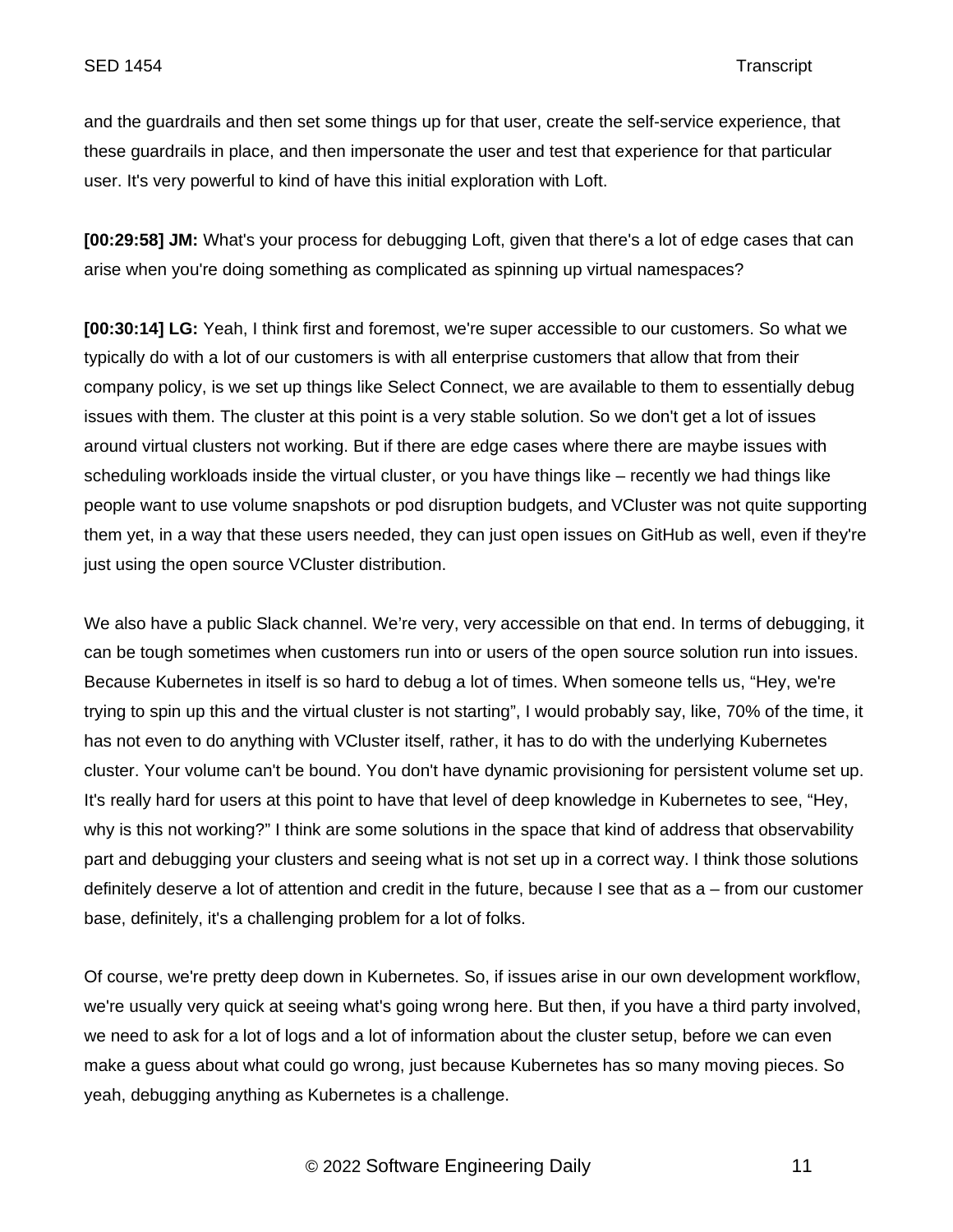and the guardrails and then set some things up for that user, create the self-service experience, that these guardrails in place, and then impersonate the user and test that experience for that particular user. It's very powerful to kind of have this initial exploration with Loft.

**[00:29:58] JM:** What's your process for debugging Loft, given that there's a lot of edge cases that can arise when you're doing something as complicated as spinning up virtual namespaces?

**[00:30:14] LG:** Yeah, I think first and foremost, we're super accessible to our customers. So what we typically do with a lot of our customers is with all enterprise customers that allow that from their company policy, is we set up things like Select Connect, we are available to them to essentially debug issues with them. The cluster at this point is a very stable solution. So we don't get a lot of issues around virtual clusters not working. But if there are edge cases where there are maybe issues with scheduling workloads inside the virtual cluster, or you have things like – recently we had things like people want to use volume snapshots or pod disruption budgets, and VCluster was not quite supporting them yet, in a way that these users needed, they can just open issues on GitHub as well, even if they're just using the open source VCluster distribution.

We also have a public Slack channel. We're very, very accessible on that end. In terms of debugging, it can be tough sometimes when customers run into or users of the open source solution run into issues. Because Kubernetes in itself is so hard to debug a lot of times. When someone tells us, "Hey, we're trying to spin up this and the virtual cluster is not starting", I would probably say, like, 70% of the time, it has not even to do anything with VCluster itself, rather, it has to do with the underlying Kubernetes cluster. Your volume can't be bound. You don't have dynamic provisioning for persistent volume set up. It's really hard for users at this point to have that level of deep knowledge in Kubernetes to see, "Hey, why is this not working?" I think are some solutions in the space that kind of address that observability part and debugging your clusters and seeing what is not set up in a correct way. I think those solutions definitely deserve a lot of attention and credit in the future, because I see that as a – from our customer base, definitely, it's a challenging problem for a lot of folks.

Of course, we're pretty deep down in Kubernetes. So, if issues arise in our own development workflow, we're usually very quick at seeing what's going wrong here. But then, if you have a third party involved, we need to ask for a lot of logs and a lot of information about the cluster setup, before we can even make a guess about what could go wrong, just because Kubernetes has so many moving pieces. So yeah, debugging anything as Kubernetes is a challenge.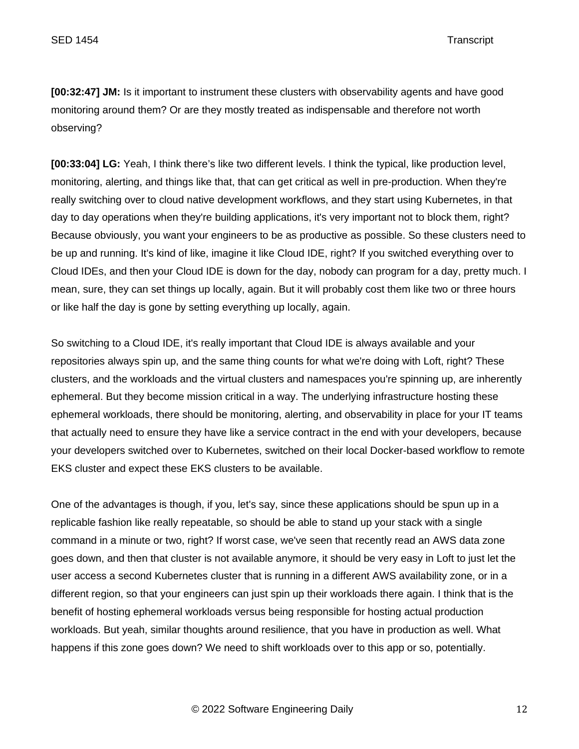**[00:32:47] JM:** Is it important to instrument these clusters with observability agents and have good monitoring around them? Or are they mostly treated as indispensable and therefore not worth observing?

**[00:33:04] LG:** Yeah, I think there's like two different levels. I think the typical, like production level, monitoring, alerting, and things like that, that can get critical as well in pre-production. When they're really switching over to cloud native development workflows, and they start using Kubernetes, in that day to day operations when they're building applications, it's very important not to block them, right? Because obviously, you want your engineers to be as productive as possible. So these clusters need to be up and running. It's kind of like, imagine it like Cloud IDE, right? If you switched everything over to Cloud IDEs, and then your Cloud IDE is down for the day, nobody can program for a day, pretty much. I mean, sure, they can set things up locally, again. But it will probably cost them like two or three hours or like half the day is gone by setting everything up locally, again.

So switching to a Cloud IDE, it's really important that Cloud IDE is always available and your repositories always spin up, and the same thing counts for what we're doing with Loft, right? These clusters, and the workloads and the virtual clusters and namespaces you're spinning up, are inherently ephemeral. But they become mission critical in a way. The underlying infrastructure hosting these ephemeral workloads, there should be monitoring, alerting, and observability in place for your IT teams that actually need to ensure they have like a service contract in the end with your developers, because your developers switched over to Kubernetes, switched on their local Docker-based workflow to remote EKS cluster and expect these EKS clusters to be available.

One of the advantages is though, if you, let's say, since these applications should be spun up in a replicable fashion like really repeatable, so should be able to stand up your stack with a single command in a minute or two, right? If worst case, we've seen that recently read an AWS data zone goes down, and then that cluster is not available anymore, it should be very easy in Loft to just let the user access a second Kubernetes cluster that is running in a different AWS availability zone, or in a different region, so that your engineers can just spin up their workloads there again. I think that is the benefit of hosting ephemeral workloads versus being responsible for hosting actual production workloads. But yeah, similar thoughts around resilience, that you have in production as well. What happens if this zone goes down? We need to shift workloads over to this app or so, potentially.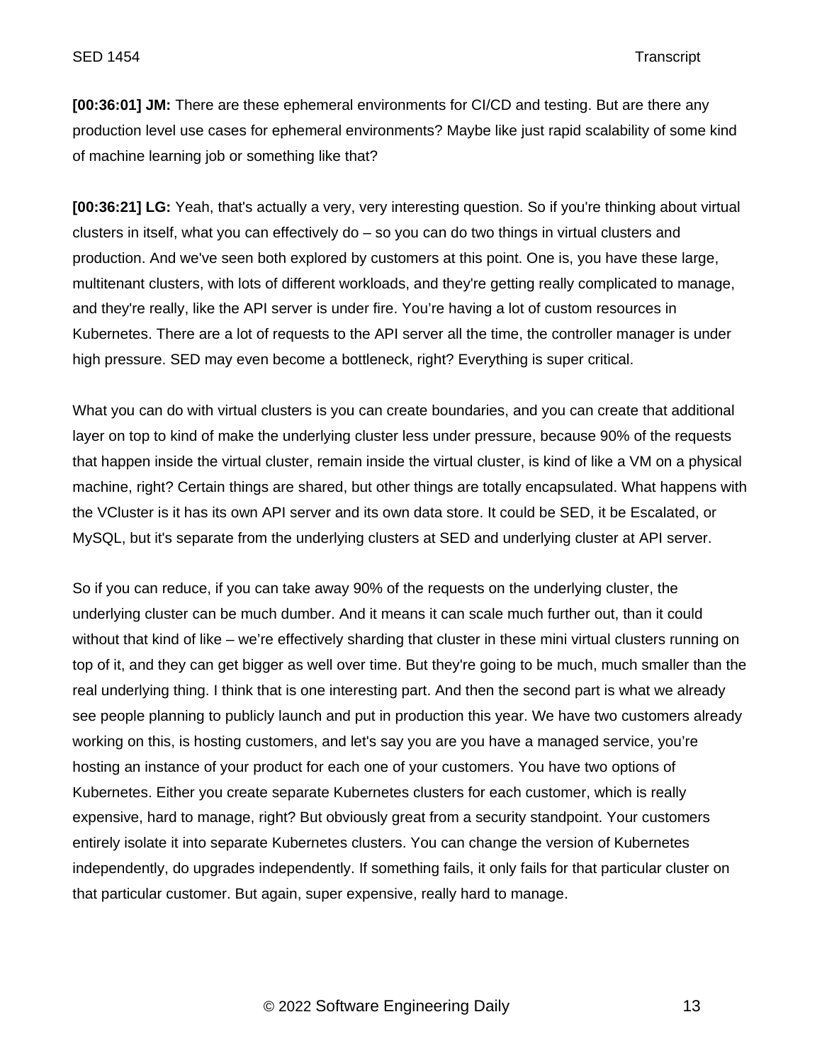**[00:36:01] JM:** There are these ephemeral environments for CI/CD and testing. But are there any production level use cases for ephemeral environments? Maybe like just rapid scalability of some kind of machine learning job or something like that?

**[00:36:21] LG:** Yeah, that's actually a very, very interesting question. So if you're thinking about virtual clusters in itself, what you can effectively do – so you can do two things in virtual clusters and production. And we've seen both explored by customers at this point. One is, you have these large, multitenant clusters, with lots of different workloads, and they're getting really complicated to manage, and they're really, like the API server is under fire. You're having a lot of custom resources in Kubernetes. There are a lot of requests to the API server all the time, the controller manager is under high pressure. SED may even become a bottleneck, right? Everything is super critical.

What you can do with virtual clusters is you can create boundaries, and you can create that additional layer on top to kind of make the underlying cluster less under pressure, because 90% of the requests that happen inside the virtual cluster, remain inside the virtual cluster, is kind of like a VM on a physical machine, right? Certain things are shared, but other things are totally encapsulated. What happens with the VCluster is it has its own API server and its own data store. It could be SED, it be Escalated, or MySQL, but it's separate from the underlying clusters at SED and underlying cluster at API server.

So if you can reduce, if you can take away 90% of the requests on the underlying cluster, the underlying cluster can be much dumber. And it means it can scale much further out, than it could without that kind of like – we're effectively sharding that cluster in these mini virtual clusters running on top of it, and they can get bigger as well over time. But they're going to be much, much smaller than the real underlying thing. I think that is one interesting part. And then the second part is what we already see people planning to publicly launch and put in production this year. We have two customers already working on this, is hosting customers, and let's say you are you have a managed service, you're hosting an instance of your product for each one of your customers. You have two options of Kubernetes. Either you create separate Kubernetes clusters for each customer, which is really expensive, hard to manage, right? But obviously great from a security standpoint. Your customers entirely isolate it into separate Kubernetes clusters. You can change the version of Kubernetes independently, do upgrades independently. If something fails, it only fails for that particular cluster on that particular customer. But again, super expensive, really hard to manage.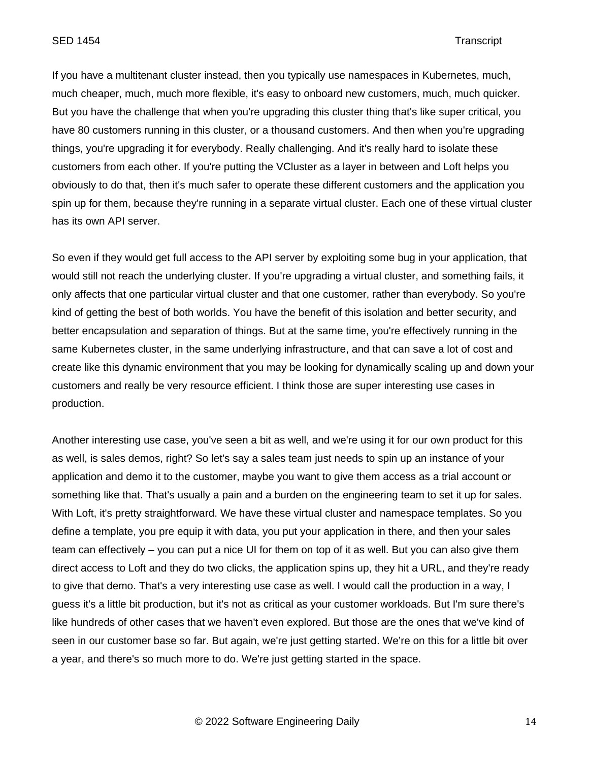If you have a multitenant cluster instead, then you typically use namespaces in Kubernetes, much, much cheaper, much, much more flexible, it's easy to onboard new customers, much, much quicker. But you have the challenge that when you're upgrading this cluster thing that's like super critical, you have 80 customers running in this cluster, or a thousand customers. And then when you're upgrading things, you're upgrading it for everybody. Really challenging. And it's really hard to isolate these customers from each other. If you're putting the VCluster as a layer in between and Loft helps you obviously to do that, then it's much safer to operate these different customers and the application you spin up for them, because they're running in a separate virtual cluster. Each one of these virtual cluster has its own API server.

So even if they would get full access to the API server by exploiting some bug in your application, that would still not reach the underlying cluster. If you're upgrading a virtual cluster, and something fails, it only affects that one particular virtual cluster and that one customer, rather than everybody. So you're kind of getting the best of both worlds. You have the benefit of this isolation and better security, and better encapsulation and separation of things. But at the same time, you're effectively running in the same Kubernetes cluster, in the same underlying infrastructure, and that can save a lot of cost and create like this dynamic environment that you may be looking for dynamically scaling up and down your customers and really be very resource efficient. I think those are super interesting use cases in production.

Another interesting use case, you've seen a bit as well, and we're using it for our own product for this as well, is sales demos, right? So let's say a sales team just needs to spin up an instance of your application and demo it to the customer, maybe you want to give them access as a trial account or something like that. That's usually a pain and a burden on the engineering team to set it up for sales. With Loft, it's pretty straightforward. We have these virtual cluster and namespace templates. So you define a template, you pre equip it with data, you put your application in there, and then your sales team can effectively – you can put a nice UI for them on top of it as well. But you can also give them direct access to Loft and they do two clicks, the application spins up, they hit a URL, and they're ready to give that demo. That's a very interesting use case as well. I would call the production in a way, I guess it's a little bit production, but it's not as critical as your customer workloads. But I'm sure there's like hundreds of other cases that we haven't even explored. But those are the ones that we've kind of seen in our customer base so far. But again, we're just getting started. We're on this for a little bit over a year, and there's so much more to do. We're just getting started in the space.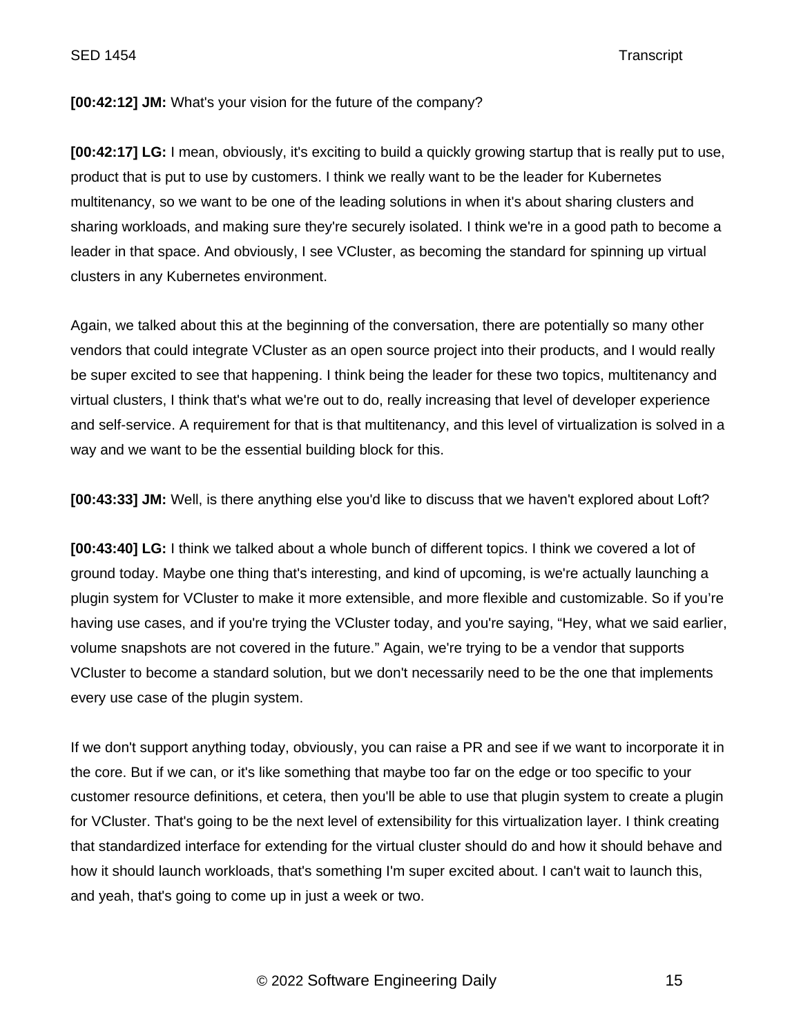**[00:42:12] JM:** What's your vision for the future of the company?

**[00:42:17] LG:** I mean, obviously, it's exciting to build a quickly growing startup that is really put to use, product that is put to use by customers. I think we really want to be the leader for Kubernetes multitenancy, so we want to be one of the leading solutions in when it's about sharing clusters and sharing workloads, and making sure they're securely isolated. I think we're in a good path to become a leader in that space. And obviously, I see VCluster, as becoming the standard for spinning up virtual clusters in any Kubernetes environment.

Again, we talked about this at the beginning of the conversation, there are potentially so many other vendors that could integrate VCluster as an open source project into their products, and I would really be super excited to see that happening. I think being the leader for these two topics, multitenancy and virtual clusters, I think that's what we're out to do, really increasing that level of developer experience and self-service. A requirement for that is that multitenancy, and this level of virtualization is solved in a way and we want to be the essential building block for this.

**[00:43:33] JM:** Well, is there anything else you'd like to discuss that we haven't explored about Loft?

**[00:43:40] LG:** I think we talked about a whole bunch of different topics. I think we covered a lot of ground today. Maybe one thing that's interesting, and kind of upcoming, is we're actually launching a plugin system for VCluster to make it more extensible, and more flexible and customizable. So if you're having use cases, and if you're trying the VCluster today, and you're saying, "Hey, what we said earlier, volume snapshots are not covered in the future." Again, we're trying to be a vendor that supports VCluster to become a standard solution, but we don't necessarily need to be the one that implements every use case of the plugin system.

If we don't support anything today, obviously, you can raise a PR and see if we want to incorporate it in the core. But if we can, or it's like something that maybe too far on the edge or too specific to your customer resource definitions, et cetera, then you'll be able to use that plugin system to create a plugin for VCluster. That's going to be the next level of extensibility for this virtualization layer. I think creating that standardized interface for extending for the virtual cluster should do and how it should behave and how it should launch workloads, that's something I'm super excited about. I can't wait to launch this, and yeah, that's going to come up in just a week or two.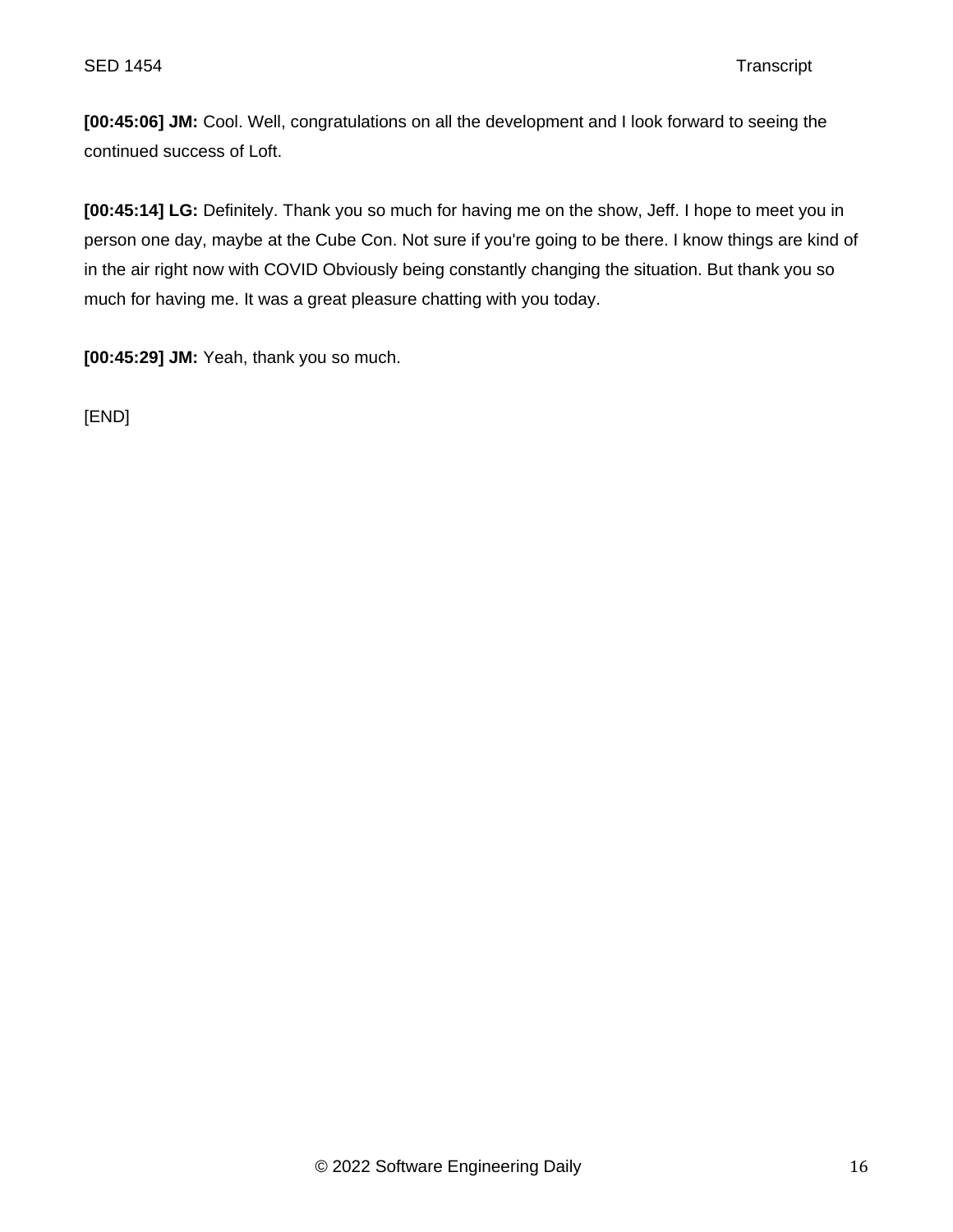**[00:45:06] JM:** Cool. Well, congratulations on all the development and I look forward to seeing the continued success of Loft.

**[00:45:14] LG:** Definitely. Thank you so much for having me on the show, Jeff. I hope to meet you in person one day, maybe at the Cube Con. Not sure if you're going to be there. I know things are kind of in the air right now with COVID Obviously being constantly changing the situation. But thank you so much for having me. It was a great pleasure chatting with you today.

**[00:45:29] JM:** Yeah, thank you so much.

[END]

© 2022 Software Engineering Daily